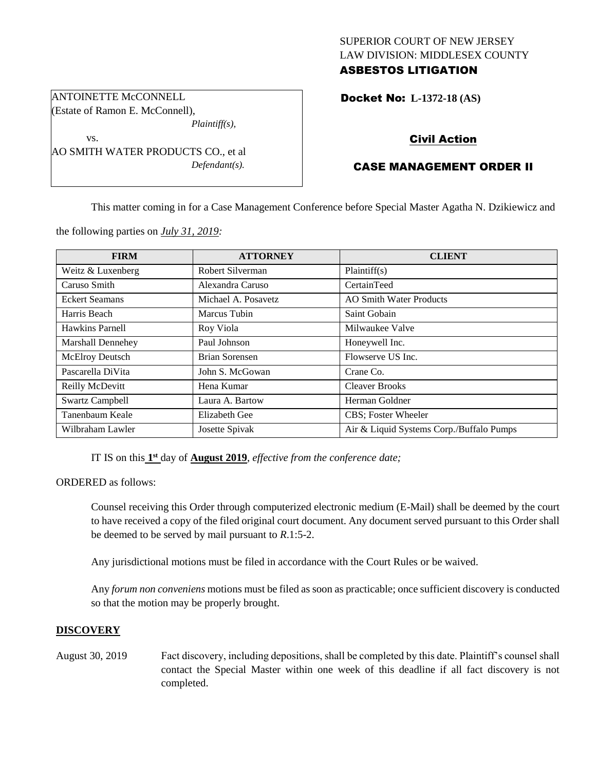SUPERIOR COURT OF NEW JERSEY
LAW DIVISION: MIDDLESEX COUNTY
**ASBESTOS LITIGATION**

ANTOINETTE McCONNELL
(Estate of Ramon E. McConnell),
*Plaintiff(s),*
vs.
AO SMITH WATER PRODUCTS CO., et al
*Defendant(s).*

**Docket No: L-1372-18 (AS)**

**Civil Action**

**CASE MANAGEMENT ORDER II**

This matter coming in for a Case Management Conference before Special Master Agatha N. Dzikiewicz and the following parties on *July 31, 2019:*

| FIRM | ATTORNEY | CLIENT |
|---|---|---|
| Weitz & Luxenberg | Robert Silverman | Plaintiff(s) |
| Caruso Smith | Alexandra Caruso | CertainTeed |
| Eckert Seamans | Michael A. Posavetz | AO Smith Water Products |
| Harris Beach | Marcus Tubin | Saint Gobain |
| Hawkins Parnell | Roy Viola | Milwaukee Valve |
| Marshall Dennehey | Paul Johnson | Honeywell Inc. |
| McElroy Deutsch | Brian Sorensen | Flowserve US Inc. |
| Pascarella DiVita | John S. McGowan | Crane Co. |
| Reilly McDevitt | Hena Kumar | Cleaver Brooks |
| Swartz Campbell | Laura A. Bartow | Herman Goldner |
| Tanenbaum Keale | Elizabeth Gee | CBS; Foster Wheeler |
| Wilbraham Lawler | Josette Spivak | Air & Liquid Systems Corp./Buffalo Pumps |

IT IS on this **1st** day of **August 2019**, *effective from the conference date;*

ORDERED as follows:

Counsel receiving this Order through computerized electronic medium (E-Mail) shall be deemed by the court to have received a copy of the filed original court document. Any document served pursuant to this Order shall be deemed to be served by mail pursuant to *R*.1:5-2.

Any jurisdictional motions must be filed in accordance with the Court Rules or be waived.

Any *forum non conveniens* motions must be filed as soon as practicable; once sufficient discovery is conducted so that the motion may be properly brought.

## DISCOVERY

August 30, 2019 — Fact discovery, including depositions, shall be completed by this date. Plaintiff's counsel shall contact the Special Master within one week of this deadline if all fact discovery is not completed.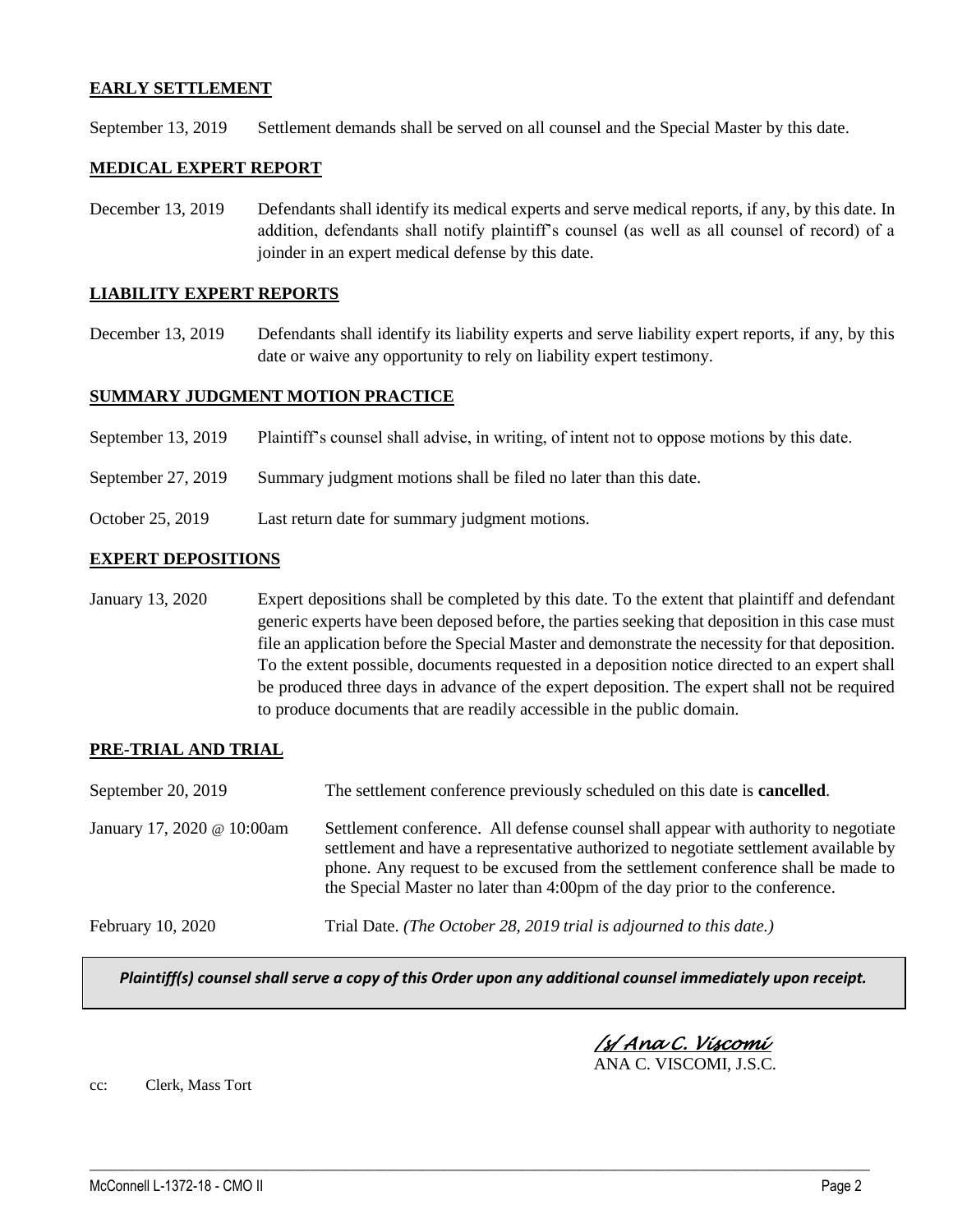## EARLY SETTLEMENT

| | |
|---|---|
| September 13, 2019 | Settlement demands shall be served on all counsel and the Special Master by this date. |

## MEDICAL EXPERT REPORT

| | |
|---|---|
| December 13, 2019 | Defendants shall identify its medical experts and serve medical reports, if any, by this date. In addition, defendants shall notify plaintiff's counsel (as well as all counsel of record) of a joinder in an expert medical defense by this date. |

## LIABILITY EXPERT REPORTS

| | |
|---|---|
| December 13, 2019 | Defendants shall identify its liability experts and serve liability expert reports, if any, by this date or waive any opportunity to rely on liability expert testimony. |

## SUMMARY JUDGMENT MOTION PRACTICE

| | |
|---|---|
| September 13, 2019 | Plaintiff's counsel shall advise, in writing, of intent not to oppose motions by this date. |
| September 27, 2019 | Summary judgment motions shall be filed no later than this date. |
| October 25, 2019 | Last return date for summary judgment motions. |

## EXPERT DEPOSITIONS

| | |
|---|---|
| January 13, 2020 | Expert depositions shall be completed by this date. To the extent that plaintiff and defendant generic experts have been deposed before, the parties seeking that deposition in this case must file an application before the Special Master and demonstrate the necessity for that deposition. To the extent possible, documents requested in a deposition notice directed to an expert shall be produced three days in advance of the expert deposition. The expert shall not be required to produce documents that are readily accessible in the public domain. |

## PRE-TRIAL AND TRIAL

| | |
|---|---|
| September 20, 2019 | The settlement conference previously scheduled on this date is **cancelled**. |
| January 17, 2020 @ 10:00am | Settlement conference. All defense counsel shall appear with authority to negotiate settlement and have a representative authorized to negotiate settlement available by phone. Any request to be excused from the settlement conference shall be made to the Special Master no later than 4:00pm of the day prior to the conference. |
| February 10, 2020 | Trial Date. *(The October 28, 2019 trial is adjourned to this date.)* |

***Plaintiff(s) counsel shall serve a copy of this Order upon any additional counsel immediately upon receipt.***

*/s/ Ana C. Viscomi*
ANA C. VISCOMI, J.S.C.

cc: Clerk, Mass Tort

McConnell L-1372-18 - CMO II